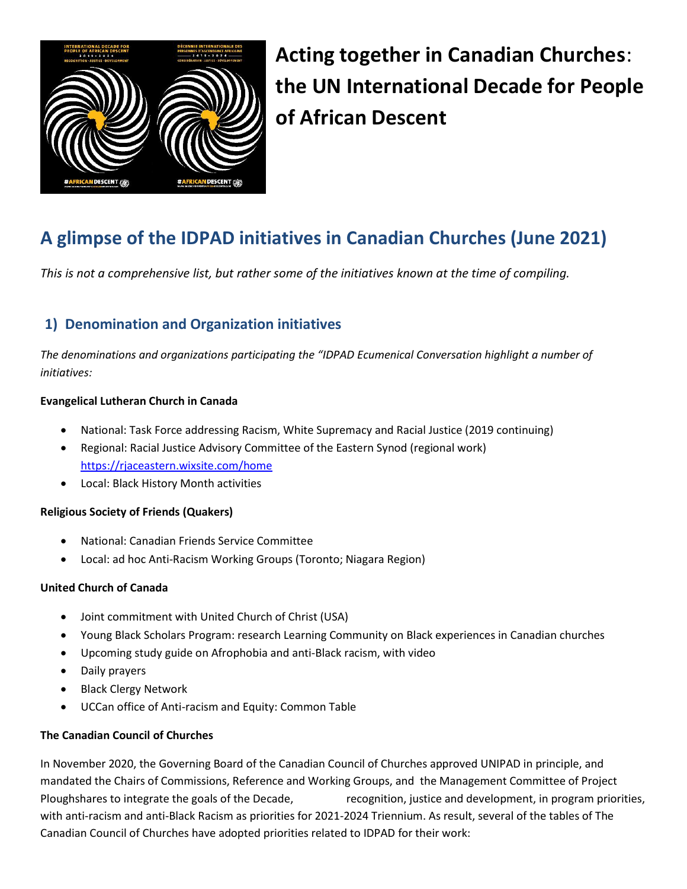# Acting together in Canadian Churches: the UN International Decade for People of African Descent

## A glimpse of the IDPAD initiatives in Canadian Churches (June 2021)

*This is not a comprehensive list, but rather some of the initiatives known at the time of compiling.*

### 1) Denomination and Organization initiatives

*The denominations and organizations participating the "IDPAD Ecumenical Conversation highlight a number of initiatives:*

**Evangelical Lutheran Church in Canada**

- National: Task Force addressing Racism, White Supremacy and Racial Justice (2019 continuing)
- Regional: Racial Justice Advisory Committee of the Eastern Synod (regional work) https://rjaceastern.wixsite.com/home
- Local: Black History Month activities

**Religious Society of Friends (Quakers)**

- National: Canadian Friends Service Committee
- Local: ad hoc Anti-Racism Working Groups (Toronto; Niagara Region)

**United Church of Canada**

- Joint commitment with United Church of Christ (USA)
- Young Black Scholars Program: research Learning Community on Black experiences in Canadian churches
- Upcoming study guide on Afrophobia and anti-Black racism, with video
- Daily prayers
- Black Clergy Network
- UCCan office of Anti-racism and Equity: Common Table

**The Canadian Council of Churches**

In November 2020, the Governing Board of the Canadian Council of Churches approved UNIPAD in principle, and mandated the Chairs of Commissions, Reference and Working Groups, and the Management Committee of Project Ploughshares to integrate the goals of the Decade, recognition, justice and development, in program priorities, with anti-racism and anti-Black Racism as priorities for 2021-2024 Triennium. As result, several of the tables of The Canadian Council of Churches have adopted priorities related to IDPAD for their work: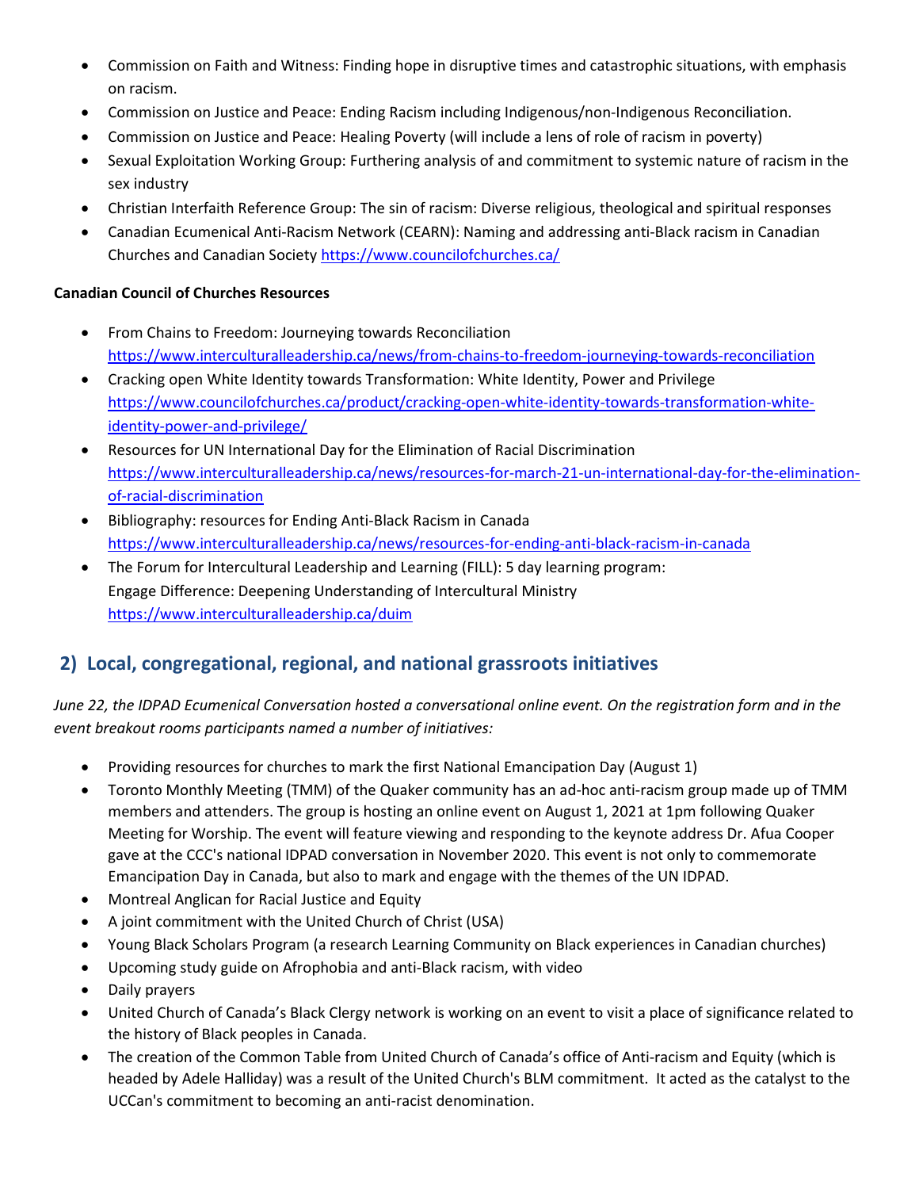- Commission on Faith and Witness: Finding hope in disruptive times and catastrophic situations, with emphasis on racism.
- Commission on Justice and Peace: Ending Racism including Indigenous/non-Indigenous Reconciliation.
- Commission on Justice and Peace: Healing Poverty (will include a lens of role of racism in poverty)
- Sexual Exploitation Working Group: Furthering analysis of and commitment to systemic nature of racism in the sex industry
- Christian Interfaith Reference Group: The sin of racism: Diverse religious, theological and spiritual responses
- Canadian Ecumenical Anti-Racism Network (CEARN): Naming and addressing anti-Black racism in Canadian Churches and Canadian Society https://www.councilofchurches.ca/

**Canadian Council of Churches Resources**

- From Chains to Freedom: Journeying towards Reconciliation https://www.interculturalleadership.ca/news/from-chains-to-freedom-journeying-towards-reconciliation
- Cracking open White Identity towards Transformation: White Identity, Power and Privilege https://www.councilofchurches.ca/product/cracking-open-white-identity-towards-transformation-white-identity-power-and-privilege/
- Resources for UN International Day for the Elimination of Racial Discrimination https://www.interculturalleadership.ca/news/resources-for-march-21-un-international-day-for-the-elimination-of-racial-discrimination
- Bibliography: resources for Ending Anti-Black Racism in Canada https://www.interculturalleadership.ca/news/resources-for-ending-anti-black-racism-in-canada
- The Forum for Intercultural Leadership and Learning (FILL): 5 day learning program: Engage Difference: Deepening Understanding of Intercultural Ministry https://www.interculturalleadership.ca/duim

## 2) Local, congregational, regional, and national grassroots initiatives

*June 22, the IDPAD Ecumenical Conversation hosted a conversational online event. On the registration form and in the event breakout rooms participants named a number of initiatives:*

- Providing resources for churches to mark the first National Emancipation Day (August 1)
- Toronto Monthly Meeting (TMM) of the Quaker community has an ad-hoc anti-racism group made up of TMM members and attenders. The group is hosting an online event on August 1, 2021 at 1pm following Quaker Meeting for Worship. The event will feature viewing and responding to the keynote address Dr. Afua Cooper gave at the CCC's national IDPAD conversation in November 2020. This event is not only to commemorate Emancipation Day in Canada, but also to mark and engage with the themes of the UN IDPAD.
- Montreal Anglican for Racial Justice and Equity
- A joint commitment with the United Church of Christ (USA)
- Young Black Scholars Program (a research Learning Community on Black experiences in Canadian churches)
- Upcoming study guide on Afrophobia and anti-Black racism, with video
- Daily prayers
- United Church of Canada's Black Clergy network is working on an event to visit a place of significance related to the history of Black peoples in Canada.
- The creation of the Common Table from United Church of Canada's office of Anti-racism and Equity (which is headed by Adele Halliday) was a result of the United Church's BLM commitment. It acted as the catalyst to the UCCan's commitment to becoming an anti-racist denomination.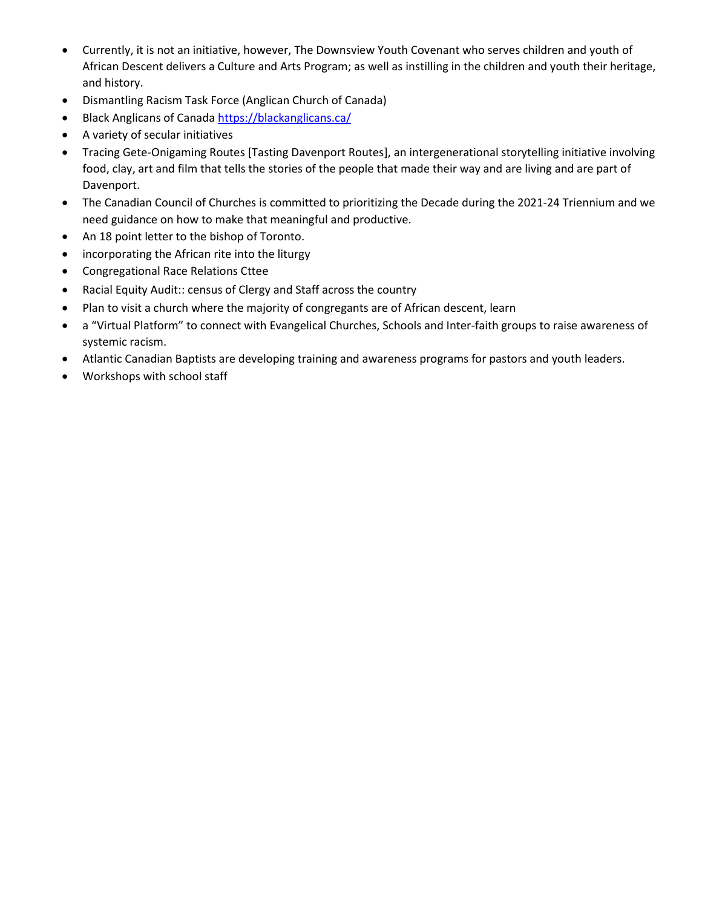- Currently, it is not an initiative, however, The Downsview Youth Covenant who serves children and youth of African Descent delivers a Culture and Arts Program; as well as instilling in the children and youth their heritage, and history.
- Dismantling Racism Task Force (Anglican Church of Canada)
- Black Anglicans of Canada https://blackanglicans.ca/
- A variety of secular initiatives
- Tracing Gete-Onigaming Routes [Tasting Davenport Routes], an intergenerational storytelling initiative involving food, clay, art and film that tells the stories of the people that made their way and are living and are part of Davenport.
- The Canadian Council of Churches is committed to prioritizing the Decade during the 2021-24 Triennium and we need guidance on how to make that meaningful and productive.
- An 18 point letter to the bishop of Toronto.
- incorporating the African rite into the liturgy
- Congregational Race Relations Cttee
- Racial Equity Audit:: census of Clergy and Staff across the country
- Plan to visit a church where the majority of congregants are of African descent, learn
- a "Virtual Platform" to connect with Evangelical Churches, Schools and Inter-faith groups to raise awareness of systemic racism.
- Atlantic Canadian Baptists are developing training and awareness programs for pastors and youth leaders.
- Workshops with school staff